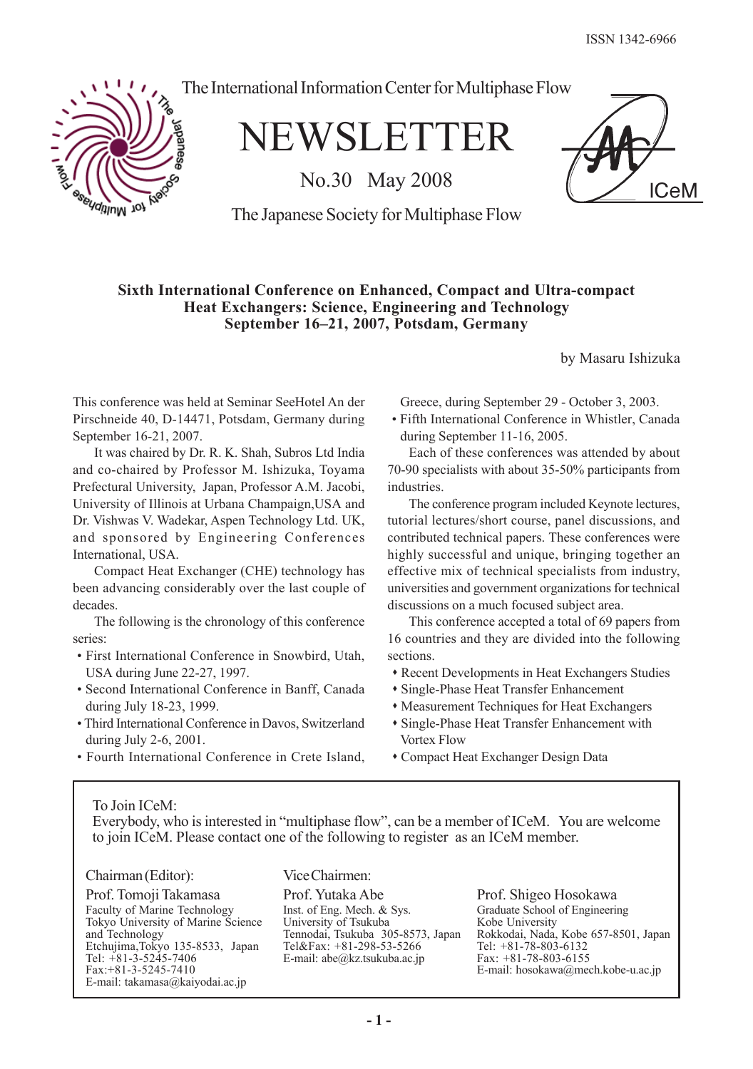ISSN 1342-6966

The International Information Center for Multiphase Flow

# NEWSLETTER

No.30 May 2008

The Japanese Society for Multiphase Flow

## Sixth International Conference on Enhanced, Compact and Ultra-compact Heat Exchangers: Science, Engineering and Technology September 16–21, 2007, Potsdam, Germany

by Masaru Ishizuka

This conference was held at Seminar SeeHotel An der Pirschneide 40, D-14471, Potsdam, Germany during September 16-21, 2007.

It was chaired by Dr. R. K. Shah, Subros Ltd India and co-chaired by Professor M. Ishizuka, Toyama Prefectural University, Japan, Professor A.M. Jacobi, University of Illinois at Urbana Champaign,USA and Dr. Vishwas V. Wadekar, Aspen Technology Ltd. UK, and sponsored by Engineering Conferences International, USA.

Compact Heat Exchanger (CHE) technology has been advancing considerably over the last couple of decades.

The following is the chronology of this conference series:

- First International Conference in Snowbird, Utah, USA during June 22-27, 1997.
- Second International Conference in Banff, Canada during July 18-23, 1999.
- Third International Conference in Davos, Switzerland during July 2-6, 2001.
- Fourth International Conference in Crete Island, Greece, during September 29 - October 3, 2003.
- Fifth International Conference in Whistler, Canada during September 11-16, 2005.

Each of these conferences was attended by about 70-90 specialists with about 35-50% participants from industries.

The conference program included Keynote lectures, tutorial lectures/short course, panel discussions, and contributed technical papers. These conferences were highly successful and unique, bringing together an effective mix of technical specialists from industry, universities and government organizations for technical discussions on a much focused subject area.

This conference accepted a total of 69 papers from 16 countries and they are divided into the following sections.

- Recent Developments in Heat Exchangers Studies
- Single-Phase Heat Transfer Enhancement
- Measurement Techniques for Heat Exchangers
- Single-Phase Heat Transfer Enhancement with Vortex Flow
- Compact Heat Exchanger Design Data

---

To Join ICeM:
Everybody, who is interested in "multiphase flow", can be a member of ICeM. You are welcome to join ICeM. Please contact one of the following to register as an ICeM member.

**Chairman (Editor):**

Prof. Tomoji Takamasa
Faculty of Marine Technology
Tokyo University of Marine Science and Technology
Etchujima,Tokyo 135-8533, Japan
Tel: +81-3-5245-7406
Fax:+81-3-5245-7410
E-mail: takamasa@kaiyodai.ac.jp

**Vice Chairmen:**

Prof. Yutaka Abe
Inst. of Eng. Mech. & Sys.
University of Tsukuba
Tennodai, Tsukuba 305-8573, Japan
Tel&Fax: +81-298-53-5266
E-mail: abe@kz.tsukuba.ac.jp

Prof. Shigeo Hosokawa
Graduate School of Engineering
Kobe University
Rokkodai, Nada, Kobe 657-8501, Japan
Tel: +81-78-803-6132
Fax: +81-78-803-6155
E-mail: hosokawa@mech.kobe-u.ac.jp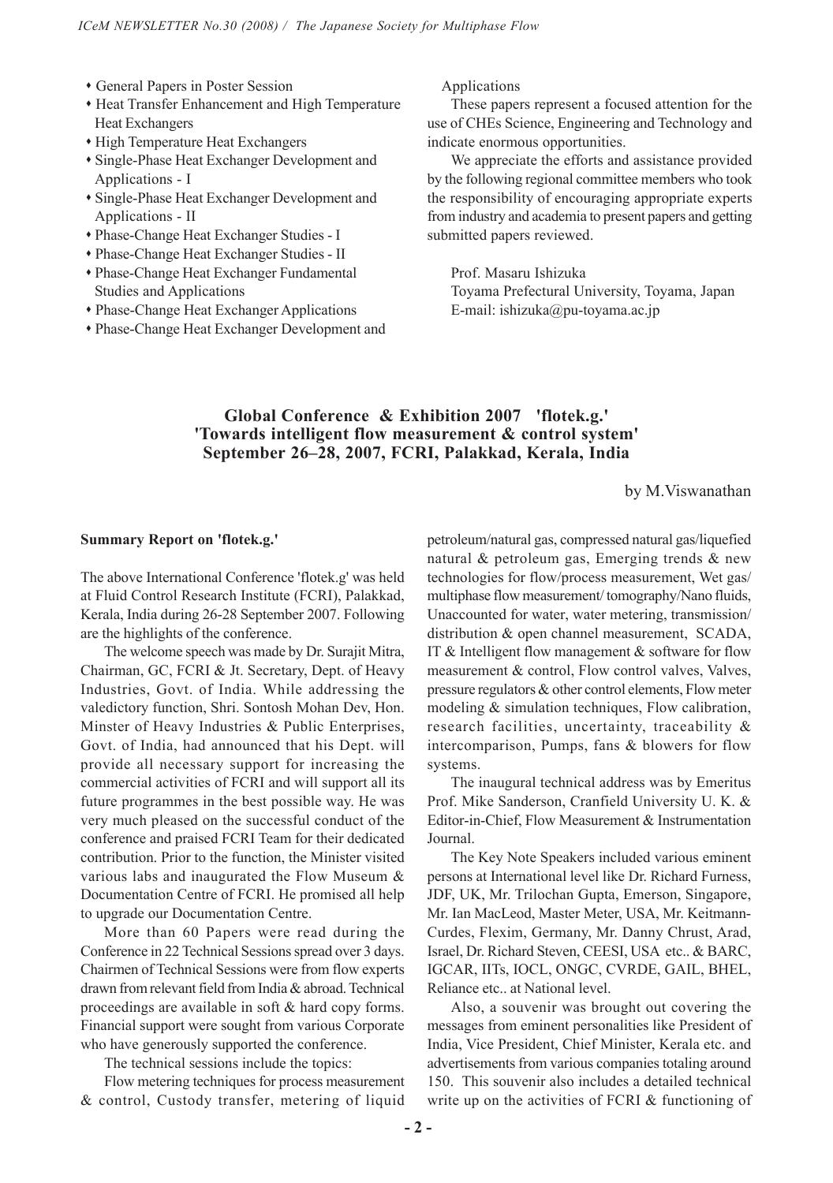- General Papers in Poster Session
- Heat Transfer Enhancement and High Temperature Heat Exchangers
- High Temperature Heat Exchangers
- Single-Phase Heat Exchanger Development and Applications - I
- Single-Phase Heat Exchanger Development and Applications - II
- Phase-Change Heat Exchanger Studies - I
- Phase-Change Heat Exchanger Studies - II
- Phase-Change Heat Exchanger Fundamental Studies and Applications
- Phase-Change Heat Exchanger Applications
- Phase-Change Heat Exchanger Development and Applications

These papers represent a focused attention for the use of CHEs Science, Engineering and Technology and indicate enormous opportunities.

We appreciate the efforts and assistance provided by the following regional committee members who took the responsibility of encouraging appropriate experts from industry and academia to present papers and getting submitted papers reviewed.

Prof. Masaru Ishizuka
Toyama Prefectural University, Toyama, Japan
E-mail: ishizuka@pu-toyama.ac.jp

## Global Conference & Exhibition 2007 'flotek.g.' 'Towards intelligent flow measurement & control system' September 26–28, 2007, FCRI, Palakkad, Kerala, India

by M.Viswanathan

**Summary Report on 'flotek.g.'**

The above International Conference 'flotek.g' was held at Fluid Control Research Institute (FCRI), Palakkad, Kerala, India during 26-28 September 2007. Following are the highlights of the conference.

The welcome speech was made by Dr. Surajit Mitra, Chairman, GC, FCRI & Jt. Secretary, Dept. of Heavy Industries, Govt. of India. While addressing the valedictory function, Shri. Sontosh Mohan Dev, Hon. Minster of Heavy Industries & Public Enterprises, Govt. of India, had announced that his Dept. will provide all necessary support for increasing the commercial activities of FCRI and will support all its future programmes in the best possible way. He was very much pleased on the successful conduct of the conference and praised FCRI Team for their dedicated contribution. Prior to the function, the Minister visited various labs and inaugurated the Flow Museum & Documentation Centre of FCRI. He promised all help to upgrade our Documentation Centre.

More than 60 Papers were read during the Conference in 22 Technical Sessions spread over 3 days. Chairmen of Technical Sessions were from flow experts drawn from relevant field from India & abroad. Technical proceedings are available in soft & hard copy forms. Financial support were sought from various Corporate who have generously supported the conference.

The technical sessions include the topics:

Flow metering techniques for process measurement & control, Custody transfer, metering of liquid petroleum/natural gas, compressed natural gas/liquefied natural & petroleum gas, Emerging trends & new technologies for flow/process measurement, Wet gas/multiphase flow measurement/ tomography/Nano fluids, Unaccounted for water, water metering, transmission/distribution & open channel measurement, SCADA, IT & Intelligent flow management & software for flow measurement & control, Flow control valves, Valves, pressure regulators & other control elements, Flow meter modeling & simulation techniques, Flow calibration, research facilities, uncertainty, traceability & intercomparison, Pumps, fans & blowers for flow systems.

The inaugural technical address was by Emeritus Prof. Mike Sanderson, Cranfield University U. K. & Editor-in-Chief, Flow Measurement & Instrumentation Journal.

The Key Note Speakers included various eminent persons at International level like Dr. Richard Furness, JDF, UK, Mr. Trilochan Gupta, Emerson, Singapore, Mr. Ian MacLeod, Master Meter, USA, Mr. Keitmann-Curdes, Flexim, Germany, Mr. Danny Chrust, Arad, Israel, Dr. Richard Steven, CEESI, USA etc.. & BARC, IGCAR, IITs, IOCL, ONGC, CVRDE, GAIL, BHEL, Reliance etc.. at National level.

Also, a souvenir was brought out covering the messages from eminent personalities like President of India, Vice President, Chief Minister, Kerala etc. and advertisements from various companies totaling around 150. This souvenir also includes a detailed technical write up on the activities of FCRI & functioning of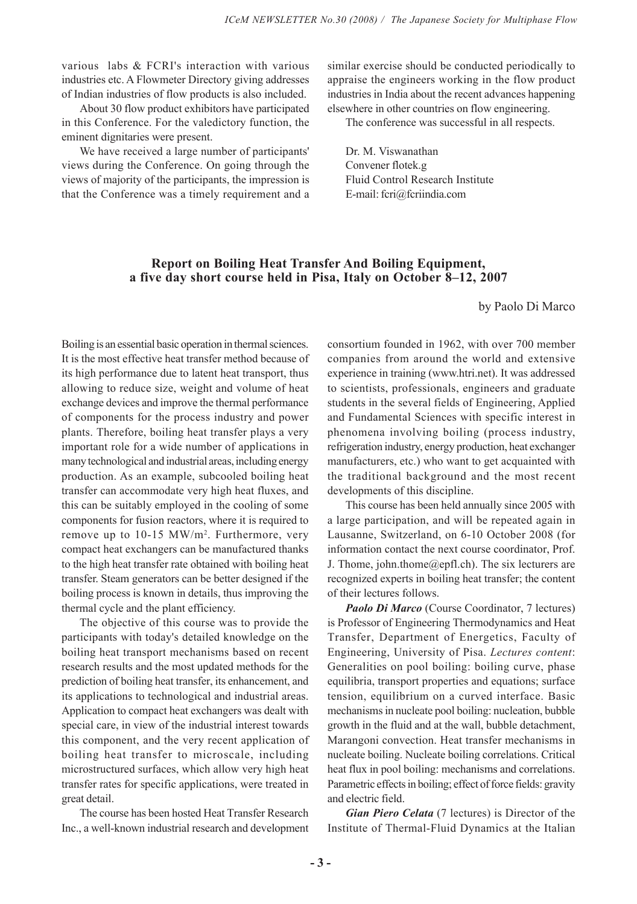various labs & FCRI's interaction with various industries etc. A Flowmeter Directory giving addresses of Indian industries of flow products is also included.

About 30 flow product exhibitors have participated in this Conference. For the valedictory function, the eminent dignitaries were present.

We have received a large number of participants' views during the Conference. On going through the views of majority of the participants, the impression is that the Conference was a timely requirement and a similar exercise should be conducted periodically to appraise the engineers working in the flow product industries in India about the recent advances happening elsewhere in other countries on flow engineering.

The conference was successful in all respects.

Dr. M. Viswanathan  
Convener flotek.g  
Fluid Control Research Institute  
E-mail: fcri@fcriindia.com

## Report on Boiling Heat Transfer And Boiling Equipment, a five day short course held in Pisa, Italy on October 8–12, 2007

by Paolo Di Marco

Boiling is an essential basic operation in thermal sciences. It is the most effective heat transfer method because of its high performance due to latent heat transport, thus allowing to reduce size, weight and volume of heat exchange devices and improve the thermal performance of components for the process industry and power plants. Therefore, boiling heat transfer plays a very important role for a wide number of applications in many technological and industrial areas, including energy production. As an example, subcooled boiling heat transfer can accommodate very high heat fluxes, and this can be suitably employed in the cooling of some components for fusion reactors, where it is required to remove up to 10-15 $MW/m^2$. Furthermore, very compact heat exchangers can be manufactured thanks to the high heat transfer rate obtained with boiling heat transfer. Steam generators can be better designed if the boiling process is known in details, thus improving the thermal cycle and the plant efficiency.

The objective of this course was to provide the participants with today's detailed knowledge on the boiling heat transport mechanisms based on recent research results and the most updated methods for the prediction of boiling heat transfer, its enhancement, and its applications to technological and industrial areas. Application to compact heat exchangers was dealt with special care, in view of the industrial interest towards this component, and the very recent application of boiling heat transfer to microscale, including microstructured surfaces, which allow very high heat transfer rates for specific applications, were treated in great detail.

The course has been hosted Heat Transfer Research Inc., a well-known industrial research and development consortium founded in 1962, with over 700 member companies from around the world and extensive experience in training (www.htri.net). It was addressed to scientists, professionals, engineers and graduate students in the several fields of Engineering, Applied and Fundamental Sciences with specific interest in phenomena involving boiling (process industry, refrigeration industry, energy production, heat exchanger manufacturers, etc.) who want to get acquainted with the traditional background and the most recent developments of this discipline.

This course has been held annually since 2005 with a large participation, and will be repeated again in Lausanne, Switzerland, on 6-10 October 2008 (for information contact the next course coordinator, Prof. J. Thome, john.thome@epfl.ch). The six lecturers are recognized experts in boiling heat transfer; the content of their lectures follows.

***Paolo Di Marco*** (Course Coordinator, 7 lectures) is Professor of Engineering Thermodynamics and Heat Transfer, Department of Energetics, Faculty of Engineering, University of Pisa. *Lectures content*: Generalities on pool boiling: boiling curve, phase equilibria, transport properties and equations; surface tension, equilibrium on a curved interface. Basic mechanisms in nucleate pool boiling: nucleation, bubble growth in the fluid and at the wall, bubble detachment, Marangoni convection. Heat transfer mechanisms in nucleate boiling. Nucleate boiling correlations. Critical heat flux in pool boiling: mechanisms and correlations. Parametric effects in boiling; effect of force fields: gravity and electric field.

***Gian Piero Celata*** (7 lectures) is Director of the Institute of Thermal-Fluid Dynamics at the Italian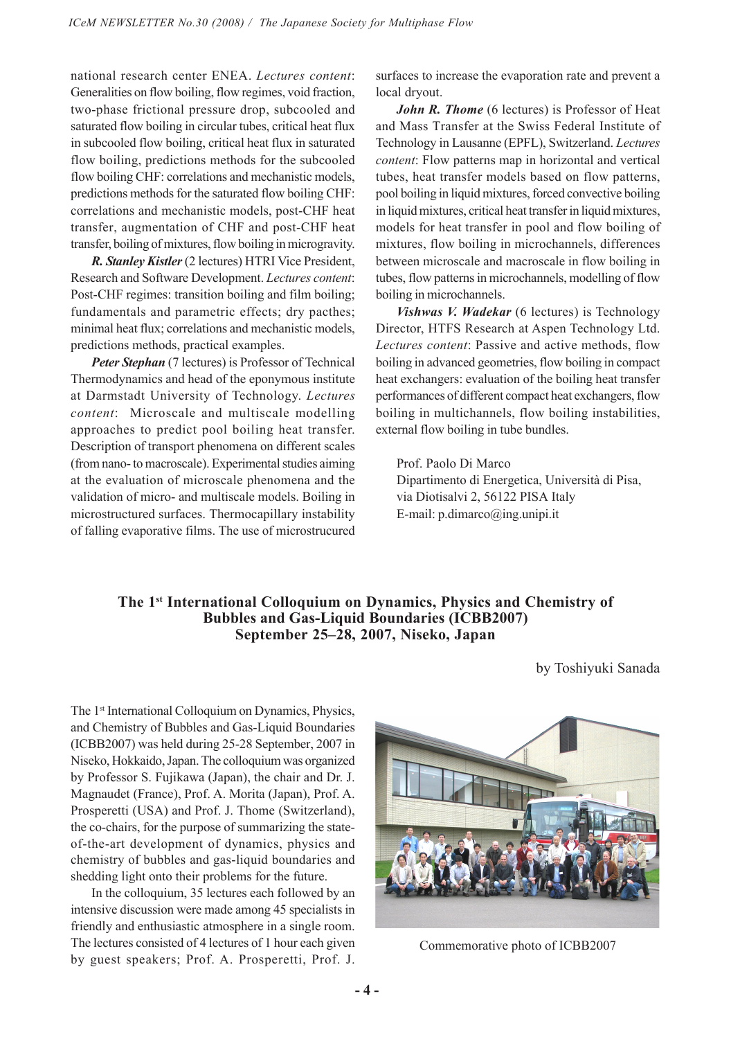national research center ENEA. *Lectures content*: Generalities on flow boiling, flow regimes, void fraction, two-phase frictional pressure drop, subcooled and saturated flow boiling in circular tubes, critical heat flux in subcooled flow boiling, critical heat flux in saturated flow boiling, predictions methods for the subcooled flow boiling CHF: correlations and mechanistic models, predictions methods for the saturated flow boiling CHF: correlations and mechanistic models, post-CHF heat transfer, augmentation of CHF and post-CHF heat transfer, boiling of mixtures, flow boiling in microgravity.

***R. Stanley Kistler*** (2 lectures) HTRI Vice President, Research and Software Development. *Lectures content*: Post-CHF regimes: transition boiling and film boiling; fundamentals and parametric effects; dry pacthes; minimal heat flux; correlations and mechanistic models, predictions methods, practical examples.

***Peter Stephan*** (7 lectures) is Professor of Technical Thermodynamics and head of the eponymous institute at Darmstadt University of Technology. *Lectures content*: Microscale and multiscale modelling approaches to predict pool boiling heat transfer. Description of transport phenomena on different scales (from nano- to macroscale). Experimental studies aiming at the evaluation of microscale phenomena and the validation of micro- and multiscale models. Boiling in microstructured surfaces. Thermocapillary instability of falling evaporative films. The use of microstrucured surfaces to increase the evaporation rate and prevent a local dryout.

***John R. Thome*** (6 lectures) is Professor of Heat and Mass Transfer at the Swiss Federal Institute of Technology in Lausanne (EPFL), Switzerland. *Lectures content*: Flow patterns map in horizontal and vertical tubes, heat transfer models based on flow patterns, pool boiling in liquid mixtures, forced convective boiling in liquid mixtures, critical heat transfer in liquid mixtures, models for heat transfer in pool and flow boiling of mixtures, flow boiling in microchannels, differences between microscale and macroscale in flow boiling in tubes, flow patterns in microchannels, modelling of flow boiling in microchannels.

***Vishwas V. Wadekar*** (6 lectures) is Technology Director, HTFS Research at Aspen Technology Ltd. *Lectures content*: Passive and active methods, flow boiling in advanced geometries, flow boiling in compact heat exchangers: evaluation of the boiling heat transfer performances of different compact heat exchangers, flow boiling in multichannels, flow boiling instabilities, external flow boiling in tube bundles.

Prof. Paolo Di Marco
Dipartimento di Energetica, Università di Pisa,
via Diotisalvi 2, 56122 PISA Italy
E-mail: p.dimarco@ing.unipi.it

## The 1st International Colloquium on Dynamics, Physics and Chemistry of Bubbles and Gas-Liquid Boundaries (ICBB2007) September 25–28, 2007, Niseko, Japan

by Toshiyuki Sanada

The 1st International Colloquium on Dynamics, Physics, and Chemistry of Bubbles and Gas-Liquid Boundaries (ICBB2007) was held during 25-28 September, 2007 in Niseko, Hokkaido, Japan. The colloquium was organized by Professor S. Fujikawa (Japan), the chair and Dr. J. Magnaudet (France), Prof. A. Morita (Japan), Prof. A. Prosperetti (USA) and Prof. J. Thome (Switzerland), the co-chairs, for the purpose of summarizing the state-of-the-art development of dynamics, physics and chemistry of bubbles and gas-liquid boundaries and shedding light onto their problems for the future.

In the colloquium, 35 lectures each followed by an intensive discussion were made among 45 specialists in friendly and enthusiastic atmosphere in a single room. The lectures consisted of 4 lectures of 1 hour each given by guest speakers; Prof. A. Prosperetti, Prof. J.

Commemorative photo of ICBB2007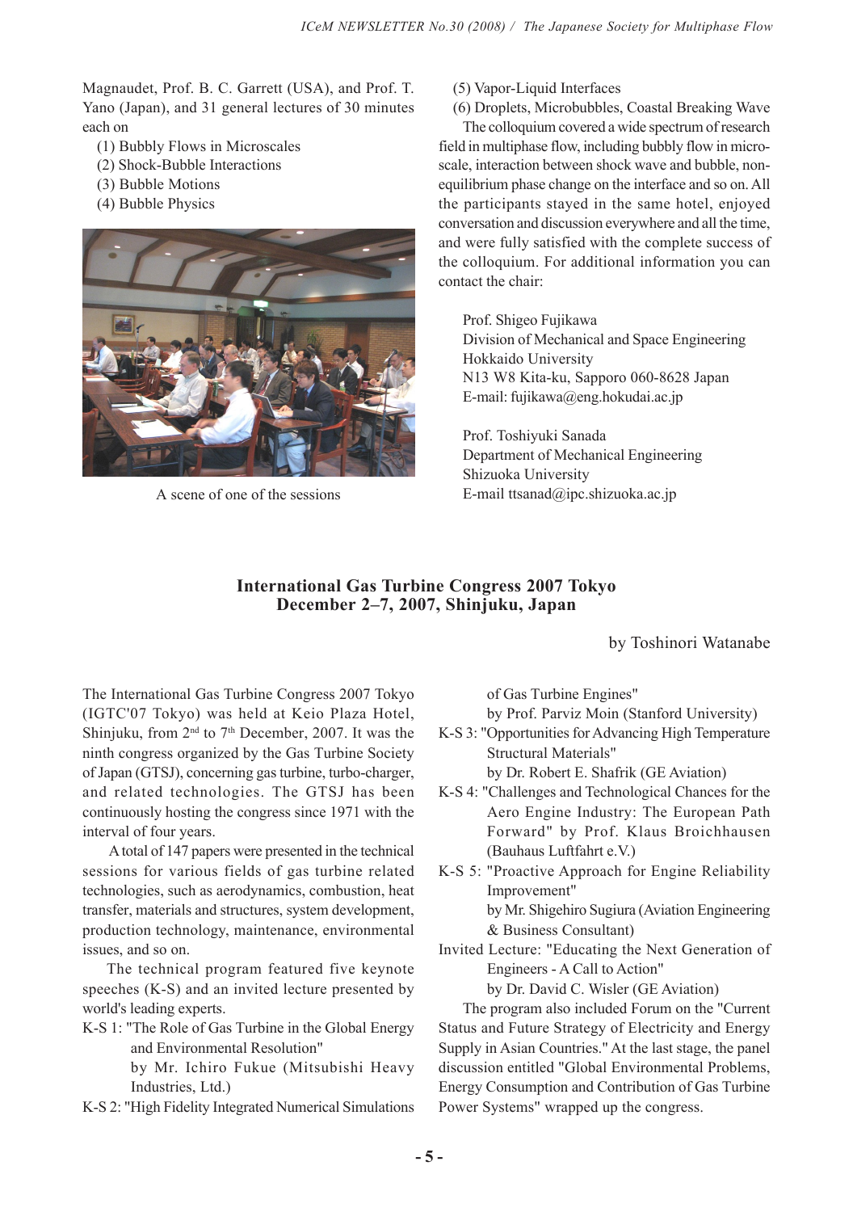Magnaudet, Prof. B. C. Garrett (USA), and Prof. T. Yano (Japan), and 31 general lectures of 30 minutes each on

(1) Bubbly Flows in Microscales
(2) Shock-Bubble Interactions
(3) Bubble Motions
(4) Bubble Physics
(5) Vapor-Liquid Interfaces
(6) Droplets, Microbubbles, Coastal Breaking Wave

A scene of one of the sessions

The colloquium covered a wide spectrum of research field in multiphase flow, including bubbly flow in microscale, interaction between shock wave and bubble, non-equilibrium phase change on the interface and so on. All the participants stayed in the same hotel, enjoyed conversation and discussion everywhere and all the time, and were fully satisfied with the complete success of the colloquium. For additional information you can contact the chair:

Prof. Shigeo Fujikawa
Division of Mechanical and Space Engineering
Hokkaido University
N13 W8 Kita-ku, Sapporo 060-8628 Japan
E-mail: fujikawa@eng.hokudai.ac.jp

Prof. Toshiyuki Sanada
Department of Mechanical Engineering
Shizuoka University
E-mail ttsanad@ipc.shizuoka.ac.jp

## International Gas Turbine Congress 2007 Tokyo
## December 2–7, 2007, Shinjuku, Japan

by Toshinori Watanabe

The International Gas Turbine Congress 2007 Tokyo (IGTC'07 Tokyo) was held at Keio Plaza Hotel, Shinjuku, from 2nd to 7th December, 2007. It was the ninth congress organized by the Gas Turbine Society of Japan (GTSJ), concerning gas turbine, turbo-charger, and related technologies. The GTSJ has been continuously hosting the congress since 1971 with the interval of four years.

A total of 147 papers were presented in the technical sessions for various fields of gas turbine related technologies, such as aerodynamics, combustion, heat transfer, materials and structures, system development, production technology, maintenance, environmental issues, and so on.

The technical program featured five keynote speeches (K-S) and an invited lecture presented by world's leading experts.

K-S 1: "The Role of Gas Turbine in the Global Energy and Environmental Resolution"
by Mr. Ichiro Fukue (Mitsubishi Heavy Industries, Ltd.)

K-S 2: "High Fidelity Integrated Numerical Simulations of Gas Turbine Engines"
by Prof. Parviz Moin (Stanford University)

K-S 3: "Opportunities for Advancing High Temperature Structural Materials"
by Dr. Robert E. Shafrik (GE Aviation)

K-S 4: "Challenges and Technological Chances for the Aero Engine Industry: The European Path Forward" by Prof. Klaus Broichhausen (Bauhaus Luftfahrt e.V.)

K-S 5: "Proactive Approach for Engine Reliability Improvement"
by Mr. Shigehiro Sugiura (Aviation Engineering & Business Consultant)

Invited Lecture: "Educating the Next Generation of Engineers - A Call to Action"
by Dr. David C. Wisler (GE Aviation)

The program also included Forum on the "Current Status and Future Strategy of Electricity and Energy Supply in Asian Countries." At the last stage, the panel discussion entitled "Global Environmental Problems, Energy Consumption and Contribution of Gas Turbine Power Systems" wrapped up the congress.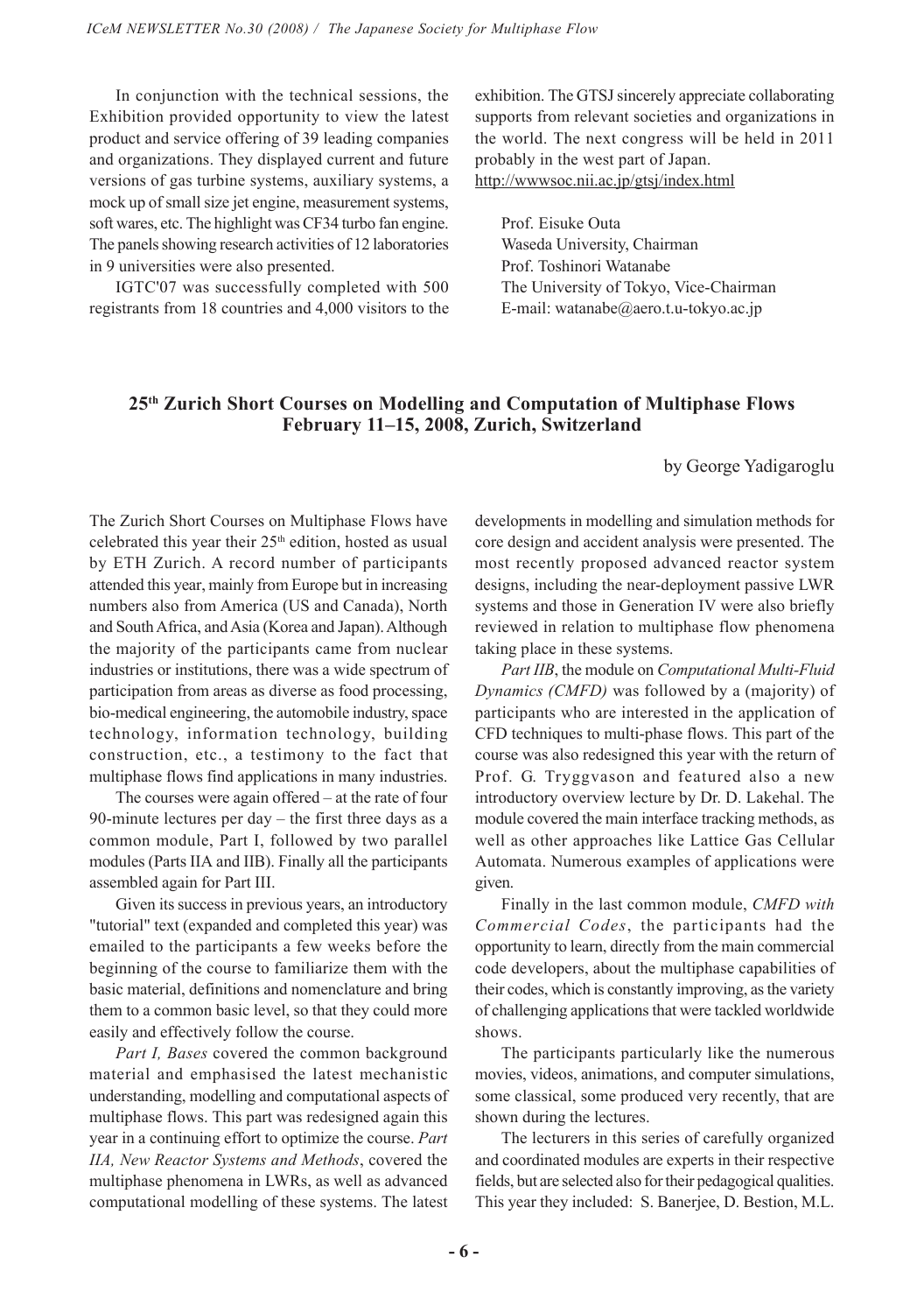In conjunction with the technical sessions, the Exhibition provided opportunity to view the latest product and service offering of 39 leading companies and organizations. They displayed current and future versions of gas turbine systems, auxiliary systems, a mock up of small size jet engine, measurement systems, soft wares, etc. The highlight was CF34 turbo fan engine. The panels showing research activities of 12 laboratories in 9 universities were also presented.

IGTC'07 was successfully completed with 500 registrants from 18 countries and 4,000 visitors to the exhibition. The GTSJ sincerely appreciate collaborating supports from relevant societies and organizations in the world. The next congress will be held in 2011 probably in the west part of Japan.
http://wwwsoc.nii.ac.jp/gtsj/index.html

Prof. Eisuke Outa
Waseda University, Chairman
Prof. Toshinori Watanabe
The University of Tokyo, Vice-Chairman
E-mail: watanabe@aero.t.u-tokyo.ac.jp

## 25th Zurich Short Courses on Modelling and Computation of Multiphase Flows February 11–15, 2008, Zurich, Switzerland

by George Yadigaroglu

The Zurich Short Courses on Multiphase Flows have celebrated this year their 25th edition, hosted as usual by ETH Zurich. A record number of participants attended this year, mainly from Europe but in increasing numbers also from America (US and Canada), North and South Africa, and Asia (Korea and Japan). Although the majority of the participants came from nuclear industries or institutions, there was a wide spectrum of participation from areas as diverse as food processing, bio-medical engineering, the automobile industry, space technology, information technology, building construction, etc., a testimony to the fact that multiphase flows find applications in many industries.

The courses were again offered – at the rate of four 90-minute lectures per day – the first three days as a common module, Part I, followed by two parallel modules (Parts IIA and IIB). Finally all the participants assembled again for Part III.

Given its success in previous years, an introductory "tutorial" text (expanded and completed this year) was emailed to the participants a few weeks before the beginning of the course to familiarize them with the basic material, definitions and nomenclature and bring them to a common basic level, so that they could more easily and effectively follow the course.

*Part I, Bases* covered the common background material and emphasised the latest mechanistic understanding, modelling and computational aspects of multiphase flows. This part was redesigned again this year in a continuing effort to optimize the course. *Part IIA, New Reactor Systems and Methods*, covered the multiphase phenomena in LWRs, as well as advanced computational modelling of these systems. The latest developments in modelling and simulation methods for core design and accident analysis were presented. The most recently proposed advanced reactor system designs, including the near-deployment passive LWR systems and those in Generation IV were also briefly reviewed in relation to multiphase flow phenomena taking place in these systems.

*Part IIB*, the module on *Computational Multi-Fluid Dynamics (CMFD)* was followed by a (majority) of participants who are interested in the application of CFD techniques to multi-phase flows. This part of the course was also redesigned this year with the return of Prof. G. Tryggvason and featured also a new introductory overview lecture by Dr. D. Lakehal. The module covered the main interface tracking methods, as well as other approaches like Lattice Gas Cellular Automata. Numerous examples of applications were given.

Finally in the last common module, *CMFD with Commercial Codes*, the participants had the opportunity to learn, directly from the main commercial code developers, about the multiphase capabilities of their codes, which is constantly improving, as the variety of challenging applications that were tackled worldwide shows.

The participants particularly like the numerous movies, videos, animations, and computer simulations, some classical, some produced very recently, that are shown during the lectures.

The lecturers in this series of carefully organized and coordinated modules are experts in their respective fields, but are selected also for their pedagogical qualities. This year they included: S. Banerjee, D. Bestion, M.L.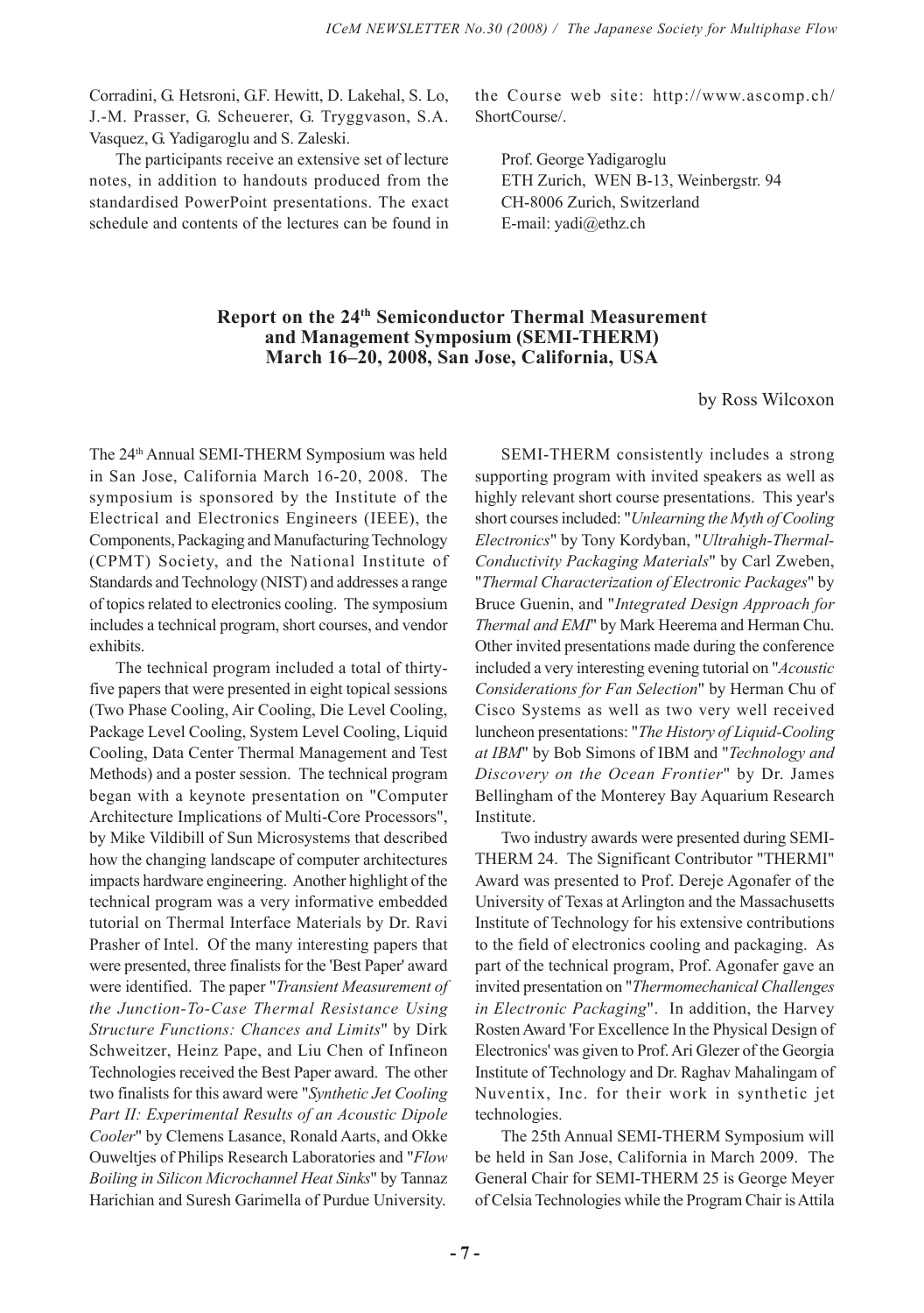Corradini, G. Hetsroni, G.F. Hewitt, D. Lakehal, S. Lo, J.-M. Prasser, G. Scheuerer, G. Tryggvason, S.A. Vasquez, G. Yadigaroglu and S. Zaleski.

The participants receive an extensive set of lecture notes, in addition to handouts produced from the standardised PowerPoint presentations. The exact schedule and contents of the lectures can be found in the Course web site: http://www.ascomp.ch/ShortCourse/.

Prof. George Yadigaroglu
ETH Zurich, WEN B-13, Weinbergstr. 94
CH-8006 Zurich, Switzerland
E-mail: yadi@ethz.ch

## Report on the 24th Semiconductor Thermal Measurement and Management Symposium (SEMI-THERM) March 16–20, 2008, San Jose, California, USA

by Ross Wilcoxon

The 24th Annual SEMI-THERM Symposium was held in San Jose, California March 16-20, 2008. The symposium is sponsored by the Institute of the Electrical and Electronics Engineers (IEEE), the Components, Packaging and Manufacturing Technology (CPMT) Society, and the National Institute of Standards and Technology (NIST) and addresses a range of topics related to electronics cooling. The symposium includes a technical program, short courses, and vendor exhibits.

The technical program included a total of thirty-five papers that were presented in eight topical sessions (Two Phase Cooling, Air Cooling, Die Level Cooling, Package Level Cooling, System Level Cooling, Liquid Cooling, Data Center Thermal Management and Test Methods) and a poster session. The technical program began with a keynote presentation on "Computer Architecture Implications of Multi-Core Processors", by Mike Vildibill of Sun Microsystems that described how the changing landscape of computer architectures impacts hardware engineering. Another highlight of the technical program was a very informative embedded tutorial on Thermal Interface Materials by Dr. Ravi Prasher of Intel. Of the many interesting papers that were presented, three finalists for the 'Best Paper' award were identified. The paper "*Transient Measurement of the Junction-To-Case Thermal Resistance Using Structure Functions: Chances and Limits*" by Dirk Schweitzer, Heinz Pape, and Liu Chen of Infineon Technologies received the Best Paper award. The other two finalists for this award were "*Synthetic Jet Cooling Part II: Experimental Results of an Acoustic Dipole Cooler*" by Clemens Lasance, Ronald Aarts, and Okke Ouweltjes of Philips Research Laboratories and "*Flow Boiling in Silicon Microchannel Heat Sinks*" by Tannaz Harichian and Suresh Garimella of Purdue University.

SEMI-THERM consistently includes a strong supporting program with invited speakers as well as highly relevant short course presentations. This year's short courses included: "*Unlearning the Myth of Cooling Electronics*" by Tony Kordyban, "*Ultrahigh-Thermal-Conductivity Packaging Materials*" by Carl Zweben, "*Thermal Characterization of Electronic Packages*" by Bruce Guenin, and "*Integrated Design Approach for Thermal and EMI*" by Mark Heerema and Herman Chu. Other invited presentations made during the conference included a very interesting evening tutorial on "*Acoustic Considerations for Fan Selection*" by Herman Chu of Cisco Systems as well as two very well received luncheon presentations: "*The History of Liquid-Cooling at IBM*" by Bob Simons of IBM and "*Technology and Discovery on the Ocean Frontier*" by Dr. James Bellingham of the Monterey Bay Aquarium Research Institute.

Two industry awards were presented during SEMI-THERM 24. The Significant Contributor "THERMI" Award was presented to Prof. Dereje Agonafer of the University of Texas at Arlington and the Massachusetts Institute of Technology for his extensive contributions to the field of electronics cooling and packaging. As part of the technical program, Prof. Agonafer gave an invited presentation on "*Thermomechanical Challenges in Electronic Packaging*". In addition, the Harvey Rosten Award 'For Excellence In the Physical Design of Electronics' was given to Prof. Ari Glezer of the Georgia Institute of Technology and Dr. Raghav Mahalingam of Nuventix, Inc. for their work in synthetic jet technologies.

The 25th Annual SEMI-THERM Symposium will be held in San Jose, California in March 2009. The General Chair for SEMI-THERM 25 is George Meyer of Celsia Technologies while the Program Chair is Attila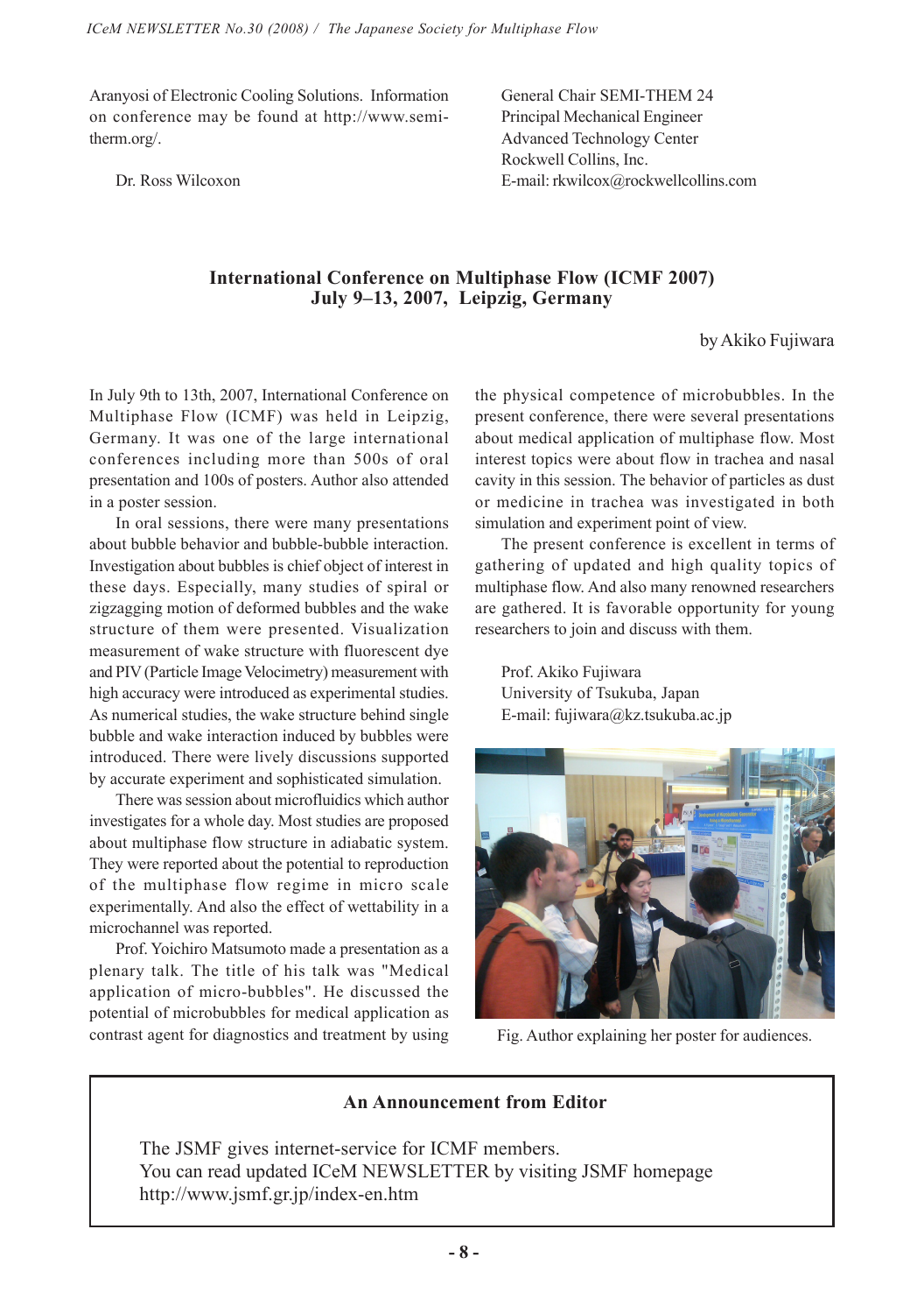Aranyosi of Electronic Cooling Solutions. Information on conference may be found at http://www.semi-therm.org/.

Dr. Ross Wilcoxon  
General Chair SEMI-THEM 24  
Principal Mechanical Engineer  
Advanced Technology Center  
Rockwell Collins, Inc.  
E-mail: rkwilcox@rockwellcollins.com

## International Conference on Multiphase Flow (ICMF 2007) July 9–13, 2007, Leipzig, Germany

by Akiko Fujiwara

In July 9th to 13th, 2007, International Conference on Multiphase Flow (ICMF) was held in Leipzig, Germany. It was one of the large international conferences including more than 500s of oral presentation and 100s of posters. Author also attended in a poster session.

In oral sessions, there were many presentations about bubble behavior and bubble-bubble interaction. Investigation about bubbles is chief object of interest in these days. Especially, many studies of spiral or zigzagging motion of deformed bubbles and the wake structure of them were presented. Visualization measurement of wake structure with fluorescent dye and PIV (Particle Image Velocimetry) measurement with high accuracy were introduced as experimental studies. As numerical studies, the wake structure behind single bubble and wake interaction induced by bubbles were introduced. There were lively discussions supported by accurate experiment and sophisticated simulation.

There was session about microfluidics which author investigates for a whole day. Most studies are proposed about multiphase flow structure in adiabatic system. They were reported about the potential to reproduction of the multiphase flow regime in micro scale experimentally. And also the effect of wettability in a microchannel was reported.

Prof. Yoichiro Matsumoto made a presentation as a plenary talk. The title of his talk was "Medical application of micro-bubbles". He discussed the potential of microbubbles for medical application as contrast agent for diagnostics and treatment by using the physical competence of microbubbles. In the present conference, there were several presentations about medical application of multiphase flow. Most interest topics were about flow in trachea and nasal cavity in this session. The behavior of particles as dust or medicine in trachea was investigated in both simulation and experiment point of view.

The present conference is excellent in terms of gathering of updated and high quality topics of multiphase flow. And also many renowned researchers are gathered. It is favorable opportunity for young researchers to join and discuss with them.

Prof. Akiko Fujiwara  
University of Tsukuba, Japan  
E-mail: fujiwara@kz.tsukuba.ac.jp

Fig. Author explaining her poster for audiences.

### An Announcement from Editor

The JSMF gives internet-service for ICMF members.  
You can read updated ICeM NEWSLETTER by visiting JSMF homepage  
http://www.jsmf.gr.jp/index-en.htm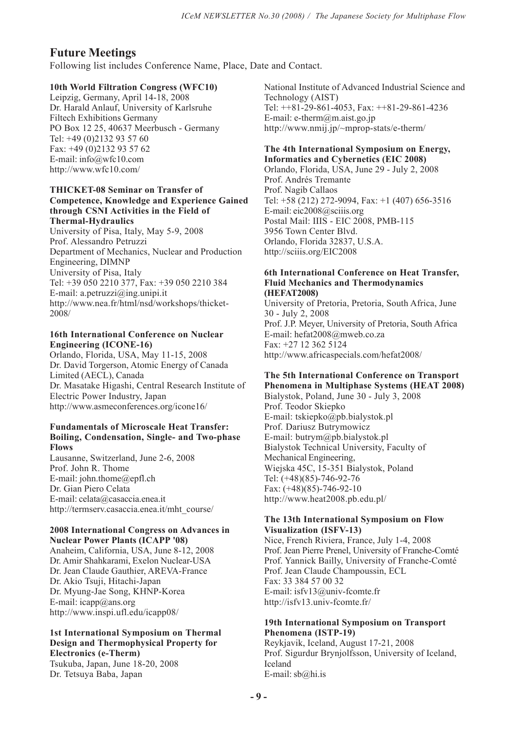# Future Meetings

Following list includes Conference Name, Place, Date and Contact.

**10th World Filtration Congress (WFC10)**
Leipzig, Germany, April 14-18, 2008
Dr. Harald Anlauf, University of Karlsruhe
Filtech Exhibitions Germany
PO Box 12 25, 40637 Meerbusch - Germany
Tel: +49 (0)2132 93 57 60
Fax: +49 (0)2132 93 57 62
E-mail: info@wfc10.com
http://www.wfc10.com/

**THICKET-08 Seminar on Transfer of Competence, Knowledge and Experience Gained through CSNI Activities in the Field of Thermal-Hydraulics**
University of Pisa, Italy, May 5-9, 2008
Prof. Alessandro Petruzzi
Department of Mechanics, Nuclear and Production Engineering, DIMNP
University of Pisa, Italy
Tel: +39 050 2210 377, Fax: +39 050 2210 384
E-mail: a.petruzzi@ing.unipi.it
http://www.nea.fr/html/nsd/workshops/thicket-2008/

**16th International Conference on Nuclear Engineering (ICONE-16)**
Orlando, Florida, USA, May 11-15, 2008
Dr. David Torgerson, Atomic Energy of Canada Limited (AECL), Canada
Dr. Masatake Higashi, Central Research Institute of Electric Power Industry, Japan
http://www.asmeconferences.org/icone16/

**Fundamentals of Microscale Heat Transfer: Boiling, Condensation, Single- and Two-phase Flows**
Lausanne, Switzerland, June 2-6, 2008
Prof. John R. Thome
E-mail: john.thome@epfl.ch
Dr. Gian Piero Celata
E-mail: celata@casaccia.enea.it
http://termserv.casaccia.enea.it/mht_course/

**2008 International Congress on Advances in Nuclear Power Plants (ICAPP '08)**
Anaheim, California, USA, June 8-12, 2008
Dr. Amir Shahkarami, Exelon Nuclear-USA
Dr. Jean Claude Gauthier, AREVA-France
Dr. Akio Tsuji, Hitachi-Japan
Dr. Myung-Jae Song, KHNP-Korea
E-mail: icapp@ans.org
http://www.inspi.ufl.edu/icapp08/

**1st International Symposium on Thermal Design and Thermophysical Property for Electronics (e-Therm)**
Tsukuba, Japan, June 18-20, 2008
Dr. Tetsuya Baba, Japan
National Institute of Advanced Industrial Science and Technology (AIST)
Tel: ++81-29-861-4053, Fax: ++81-29-861-4236
E-mail: e-therm@m.aist.go.jp
http://www.nmij.jp/~mprop-stats/e-therm/

**The 4th International Symposium on Energy, Informatics and Cybernetics (EIC 2008)**
Orlando, Florida, USA, June 29 - July 2, 2008
Prof. Andrés Tremante
Prof. Nagib Callaos
Tel: +58 (212) 272-9094, Fax: +1 (407) 656-3516
E-mail: eic2008@sciiis.org
Postal Mail: IIIS - EIC 2008, PMB-115
3956 Town Center Blvd.
Orlando, Florida 32837, U.S.A.
http://sciiis.org/EIC2008

**6th International Conference on Heat Transfer, Fluid Mechanics and Thermodynamics (HEFAT2008)**
University of Pretoria, Pretoria, South Africa, June 30 - July 2, 2008
Prof. J.P. Meyer, University of Pretoria, South Africa
E-mail: hefat2008@mweb.co.za
Fax: +27 12 362 5124
http://www.africaspecials.com/hefat2008/

**The 5th International Conference on Transport Phenomena in Multiphase Systems (HEAT 2008)**
Bialystok, Poland, June 30 - July 3, 2008
Prof. Teodor Skiepko
E-mail: tskiepko@pb.bialystok.pl
Prof. Dariusz Butrymowicz
E-mail: butrym@pb.bialystok.pl
Bialystok Technical University, Faculty of Mechanical Engineering,
Wiejska 45C, 15-351 Bialystok, Poland
Tel: (+48)(85)-746-92-76
Fax: (+48)(85)-746-92-10
http://www.heat2008.pb.edu.pl/

**The 13th International Symposium on Flow Visualization (ISFV-13)**
Nice, French Riviera, France, July 1-4, 2008
Prof. Jean Pierre Prenel, University of Franche-Comté
Prof. Yannick Bailly, University of Franche-Comté
Prof. Jean Claude Champoussin, ECL
Fax: 33 384 57 00 32
E-mail: isfv13@univ-fcomte.fr
http://isfv13.univ-fcomte.fr/

**19th International Symposium on Transport Phenomena (ISTP-19)**
Reykjavik, Iceland, August 17-21, 2008
Prof. Sigurdur Brynjolfsson, University of Iceland, Iceland
E-mail: sb@hi.is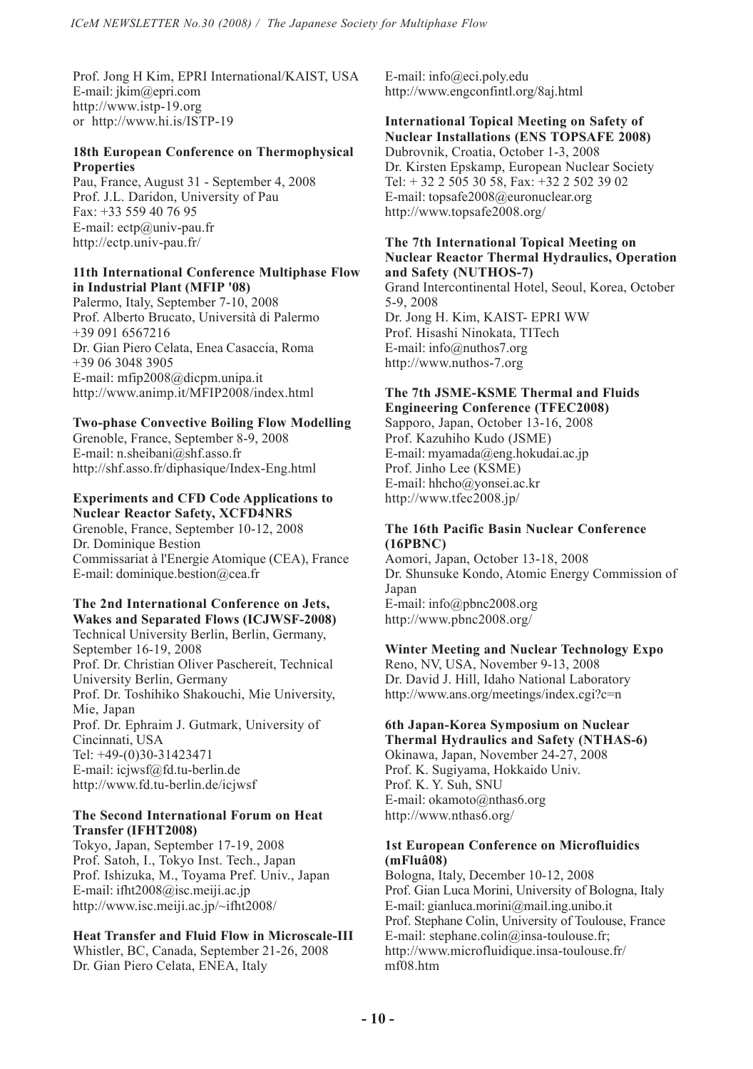Prof. Jong H Kim, EPRI International/KAIST, USA
E-mail: jkim@epri.com
http://www.istp-19.org
or http://www.hi.is/ISTP-19

**18th European Conference on Thermophysical Properties**
Pau, France, August 31 - September 4, 2008
Prof. J.L. Daridon, University of Pau
Fax: +33 559 40 76 95
E-mail: ectp@univ-pau.fr
http://ectp.univ-pau.fr/

**11th International Conference Multiphase Flow in Industrial Plant (MFIP '08)**
Palermo, Italy, September 7-10, 2008
Prof. Alberto Brucato, Università di Palermo
+39 091 6567216
Dr. Gian Piero Celata, Enea Casaccia, Roma
+39 06 3048 3905
E-mail: mfip2008@dicpm.unipa.it
http://www.animp.it/MFIP2008/index.html

**Two-phase Convective Boiling Flow Modelling**
Grenoble, France, September 8-9, 2008
E-mail: n.sheibani@shf.asso.fr
http://shf.asso.fr/diphasique/Index-Eng.html

**Experiments and CFD Code Applications to Nuclear Reactor Safety, XCFD4NRS**
Grenoble, France, September 10-12, 2008
Dr. Dominique Bestion
Commissariat à l'Energie Atomique (CEA), France
E-mail: dominique.bestion@cea.fr

**The 2nd International Conference on Jets, Wakes and Separated Flows (ICJWSF-2008)**
Technical University Berlin, Berlin, Germany, September 16-19, 2008
Prof. Dr. Christian Oliver Paschereit, Technical University Berlin, Germany
Prof. Dr. Toshihiko Shakouchi, Mie University, Mie, Japan
Prof. Dr. Ephraim J. Gutmark, University of Cincinnati, USA
Tel: +49-(0)30-31423471
E-mail: icjwsf@fd.tu-berlin.de
http://www.fd.tu-berlin.de/icjwsf

**The Second International Forum on Heat Transfer (IFHT2008)**
Tokyo, Japan, September 17-19, 2008
Prof. Satoh, I., Tokyo Inst. Tech., Japan
Prof. Ishizuka, M., Toyama Pref. Univ., Japan
E-mail: ifht2008@isc.meiji.ac.jp
http://www.isc.meiji.ac.jp/~ifht2008/

**Heat Transfer and Fluid Flow in Microscale-III**
Whistler, BC, Canada, September 21-26, 2008
Dr. Gian Piero Celata, ENEA, Italy
E-mail: info@eci.poly.edu
http://www.engconfintl.org/8aj.html

**International Topical Meeting on Safety of Nuclear Installations (ENS TOPSAFE 2008)**
Dubrovnik, Croatia, October 1-3, 2008
Dr. Kirsten Epskamp, European Nuclear Society
Tel: + 32 2 505 30 58, Fax: +32 2 502 39 02
E-mail: topsafe2008@euronuclear.org
http://www.topsafe2008.org/

**The 7th International Topical Meeting on Nuclear Reactor Thermal Hydraulics, Operation and Safety (NUTHOS-7)**
Grand Intercontinental Hotel, Seoul, Korea, October 5-9, 2008
Dr. Jong H. Kim, KAIST- EPRI WW
Prof. Hisashi Ninokata, TITech
E-mail: info@nuthos7.org
http://www.nuthos-7.org

**The 7th JSME-KSME Thermal and Fluids Engineering Conference (TFEC2008)**
Sapporo, Japan, October 13-16, 2008
Prof. Kazuhiho Kudo (JSME)
E-mail: myamada@eng.hokudai.ac.jp
Prof. Jinho Lee (KSME)
E-mail: hhcho@yonsei.ac.kr
http://www.tfec2008.jp/

**The 16th Pacific Basin Nuclear Conference (16PBNC)**
Aomori, Japan, October 13-18, 2008
Dr. Shunsuke Kondo, Atomic Energy Commission of Japan
E-mail: info@pbnc2008.org
http://www.pbnc2008.org/

**Winter Meeting and Nuclear Technology Expo**
Reno, NV, USA, November 9-13, 2008
Dr. David J. Hill, Idaho National Laboratory
http://www.ans.org/meetings/index.cgi?c=n

**6th Japan-Korea Symposium on Nuclear Thermal Hydraulics and Safety (NTHAS-6)**
Okinawa, Japan, November 24-27, 2008
Prof. K. Sugiyama, Hokkaido Univ.
Prof. K. Y. Suh, SNU
E-mail: okamoto@nthas6.org
http://www.nthas6.org/

**1st European Conference on Microfluidics (mFluâ08)**
Bologna, Italy, December 10-12, 2008
Prof. Gian Luca Morini, University of Bologna, Italy
E-mail: gianluca.morini@mail.ing.unibo.it
Prof. Stephane Colin, University of Toulouse, France
E-mail: stephane.colin@insa-toulouse.fr;
http://www.microfluidique.insa-toulouse.fr/mf08.htm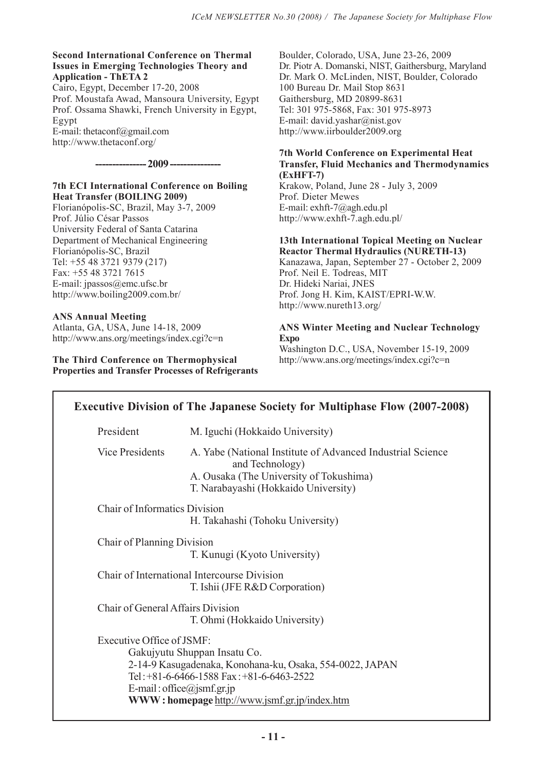**Second International Conference on Thermal Issues in Emerging Technologies Theory and Application - ThETA 2**
Cairo, Egypt, December 17-20, 2008
Prof. Moustafa Awad, Mansoura University, Egypt
Prof. Ossama Shawki, French University in Egypt, Egypt
E-mail: thetaconf@gmail.com
http://www.thetaconf.org/

**-------------- 2009 --------------**

**7th ECI International Conference on Boiling Heat Transfer (BOILING 2009)**
Florianópolis-SC, Brazil, May 3-7, 2009
Prof. Júlio César Passos
University Federal of Santa Catarina
Department of Mechanical Engineering
Florianópolis-SC, Brazil
Tel: +55 48 3721 9379 (217)
Fax: +55 48 3721 7615
E-mail: jpassos@emc.ufsc.br
http://www.boiling2009.com.br/

**ANS Annual Meeting**
Atlanta, GA, USA, June 14-18, 2009
http://www.ans.org/meetings/index.cgi?c=n

**The Third Conference on Thermophysical Properties and Transfer Processes of Refrigerants**
Boulder, Colorado, USA, June 23-26, 2009
Dr. Piotr A. Domanski, NIST, Gaithersburg, Maryland
Dr. Mark O. McLinden, NIST, Boulder, Colorado
100 Bureau Dr. Mail Stop 8631
Gaithersburg, MD 20899-8631
Tel: 301 975-5868, Fax: 301 975-8973
E-mail: david.yashar@nist.gov
http://www.iirboulder2009.org

**7th World Conference on Experimental Heat Transfer, Fluid Mechanics and Thermodynamics (ExHFT-7)**
Krakow, Poland, June 28 - July 3, 2009
Prof. Dieter Mewes
E-mail: exhft-7@agh.edu.pl
http://www.exhft-7.agh.edu.pl/

**13th International Topical Meeting on Nuclear Reactor Thermal Hydraulics (NURETH-13)**
Kanazawa, Japan, September 27 - October 2, 2009
Prof. Neil E. Todreas, MIT
Dr. Hideki Nariai, JNES
Prof. Jong H. Kim, KAIST/EPRI-W.W.
http://www.nureth13.org/

**ANS Winter Meeting and Nuclear Technology Expo**
Washington D.C., USA, November 15-19, 2009
http://www.ans.org/meetings/index.cgi?c=n

## Executive Division of The Japanese Society for Multiphase Flow (2007-2008)

| | |
|---|---|
| President | M. Iguchi (Hokkaido University) |
| Vice Presidents | A. Yabe (National Institute of Advanced Industrial Science and Technology)<br>A. Ousaka (The University of Tokushima)<br>T. Narabayashi (Hokkaido University) |

Chair of Informatics Division
H. Takahashi (Tohoku University)

Chair of Planning Division
T. Kunugi (Kyoto University)

Chair of International Intercourse Division
T. Ishii (JFE R&D Corporation)

Chair of General Affairs Division
T. Ohmi (Hokkaido University)

Executive Office of JSMF:
Gakujyutu Shuppan Insatu Co.
2-14-9 Kasugadenaka, Konohana-ku, Osaka, 554-0022, JAPAN
Tel : +81-6-6466-1588 Fax : +81-6-6463-2522
E-mail : office@jsmf.gr.jp
**WWW : homepage** http://www.jsmf.gr.jp/index.htm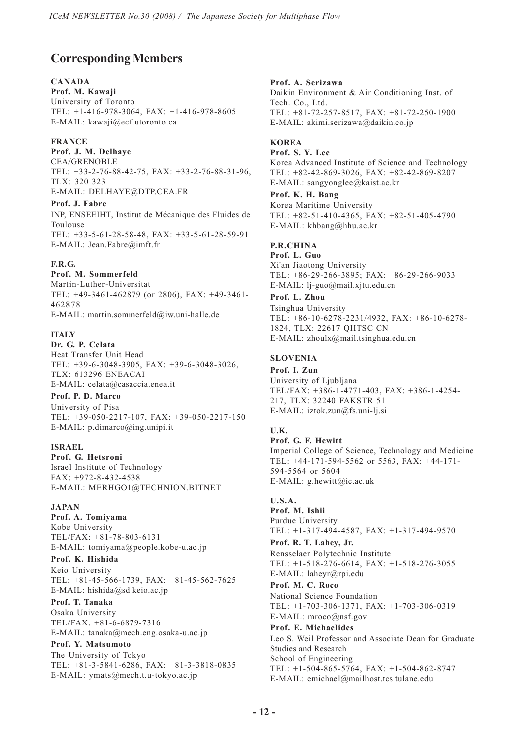# Corresponding Members

**CANADA**

**Prof. M. Kawaji**
University of Toronto
TEL: +1-416-978-3064, FAX: +1-416-978-8605
E-MAIL: kawaji@ecf.utoronto.ca

**FRANCE**

**Prof. J. M. Delhaye**
CEA/GRENOBLE
TEL: +33-2-76-88-42-75, FAX: +33-2-76-88-31-96, TLX: 320 323
E-MAIL: DELHAYE@DTP.CEA.FR

**Prof. J. Fabre**
INP, ENSEEIHT, Institut de Mécanique des Fluides de Toulouse
TEL: +33-5-61-28-58-48, FAX: +33-5-61-28-59-91
E-MAIL: Jean.Fabre@imft.fr

**F.R.G.**

**Prof. M. Sommerfeld**
Martin-Luther-Universitat
TEL: +49-3461-462879 (or 2806), FAX: +49-3461-462878
E-MAIL: martin.sommerfeld@iw.uni-halle.de

**ITALY**

**Dr. G. P. Celata**
Heat Transfer Unit Head
TEL: +39-6-3048-3905, FAX: +39-6-3048-3026, TLX: 613296 ENEACAI
E-MAIL: celata@casaccia.enea.it

**Prof. P. D. Marco**
University of Pisa
TEL: +39-050-2217-107, FAX: +39-050-2217-150
E-MAIL: p.dimarco@ing.unipi.it

**ISRAEL**

**Prof. G. Hetsroni**
Israel Institute of Technology
FAX: +972-8-432-4538
E-MAIL: MERHGO1@TECHNION.BITNET

**JAPAN**

**Prof. A. Tomiyama**
Kobe University
TEL/FAX: +81-78-803-6131
E-MAIL: tomiyama@people.kobe-u.ac.jp

**Prof. K. Hishida**
Keio University
TEL: +81-45-566-1739, FAX: +81-45-562-7625
E-MAIL: hishida@sd.keio.ac.jp

**Prof. T. Tanaka**
Osaka University
TEL/FAX: +81-6-6879-7316
E-MAIL: tanaka@mech.eng.osaka-u.ac.jp

**Prof. Y. Matsumoto**
The University of Tokyo
TEL: +81-3-5841-6286, FAX: +81-3-3818-0835
E-MAIL: ymats@mech.t.u-tokyo.ac.jp

**Prof. A. Serizawa**
Daikin Environment & Air Conditioning Inst. of Tech. Co., Ltd.
TEL: +81-72-257-8517, FAX: +81-72-250-1900
E-MAIL: akimi.serizawa@daikin.co.jp

**KOREA**

**Prof. S. Y. Lee**
Korea Advanced Institute of Science and Technology
TEL: +82-42-869-3026, FAX: +82-42-869-8207
E-MAIL: sangyonglee@kaist.ac.kr

**Prof. K. H. Bang**
Korea Maritime University
TEL: +82-51-410-4365, FAX: +82-51-405-4790
E-MAIL: khbang@hhu.ac.kr

**P.R.CHINA**

**Prof. L. Guo**
Xi'an Jiaotong University
TEL: +86-29-266-3895; FAX: +86-29-266-9033
E-MAIL: lj-guo@mail.xjtu.edu.cn

**Prof. L. Zhou**
Tsinghua University
TEL: +86-10-6278-2231/4932, FAX: +86-10-6278-1824, TLX: 22617 QHTSC CN
E-MAIL: zhoulx@mail.tsinghua.edu.cn

**SLOVENIA**

**Prof. I. Zun**
University of Ljubljana
TEL/FAX: +386-1-4771-403, FAX: +386-1-4254-217, TLX: 32240 FAKSTR 51
E-MAIL: iztok.zun@fs.uni-lj.si

**U.K.**

**Prof. G. F. Hewitt**
Imperial College of Science, Technology and Medicine
TEL: +44-171-594-5562 or 5563, FAX: +44-171-594-5564 or 5604
E-MAIL: g.hewitt@ic.ac.uk

**U.S.A.**

**Prof. M. Ishii**
Purdue University
TEL: +1-317-494-4587, FAX: +1-317-494-9570

**Prof. R. T. Lahey, Jr.**
Rensselaer Polytechnic Institute
TEL: +1-518-276-6614, FAX: +1-518-276-3055
E-MAIL: laheyr@rpi.edu

**Prof. M. C. Roco**
National Science Foundation
TEL: +1-703-306-1371, FAX: +1-703-306-0319
E-MAIL: mroco@nsf.gov

**Prof. E. Michaelides**
Leo S. Weil Professor and Associate Dean for Graduate Studies and Research
School of Engineering
TEL: +1-504-865-5764, FAX: +1-504-862-8747
E-MAIL: emichael@mailhost.tcs.tulane.edu